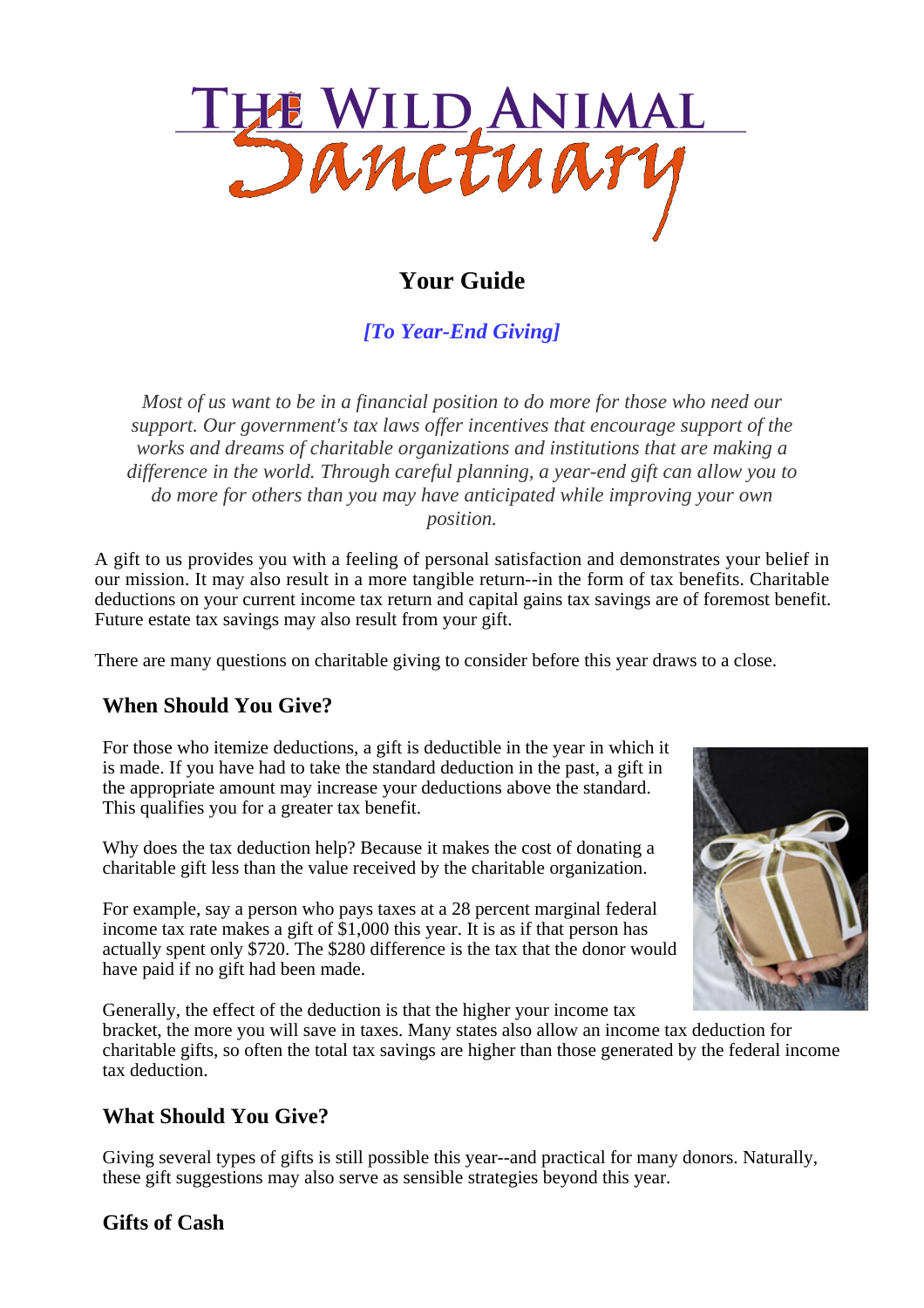# The Wild Animal Sanctuary

## Your Guide

***[To Year-End Giving]***

*Most of us want to be in a financial position to do more for those who need our support. Our government's tax laws offer incentives that encourage support of the works and dreams of charitable organizations and institutions that are making a difference in the world. Through careful planning, a year-end gift can allow you to do more for others than you may have anticipated while improving your own position.*

A gift to us provides you with a feeling of personal satisfaction and demonstrates your belief in our mission. It may also result in a more tangible return--in the form of tax benefits. Charitable deductions on your current income tax return and capital gains tax savings are of foremost benefit. Future estate tax savings may also result from your gift.

There are many questions on charitable giving to consider before this year draws to a close.

### When Should You Give?

For those who itemize deductions, a gift is deductible in the year in which it is made. If you have had to take the standard deduction in the past, a gift in the appropriate amount may increase your deductions above the standard. This qualifies you for a greater tax benefit.

Why does the tax deduction help? Because it makes the cost of donating a charitable gift less than the value received by the charitable organization.

For example, say a person who pays taxes at a 28 percent marginal federal income tax rate makes a gift of $1,000 this year. It is as if that person has actually spent only $720. The $280 difference is the tax that the donor would have paid if no gift had been made.

Generally, the effect of the deduction is that the higher your income tax bracket, the more you will save in taxes. Many states also allow an income tax deduction for charitable gifts, so often the total tax savings are higher than those generated by the federal income tax deduction.

### What Should You Give?

Giving several types of gifts is still possible this year--and practical for many donors. Naturally, these gift suggestions may also serve as sensible strategies beyond this year.

### Gifts of Cash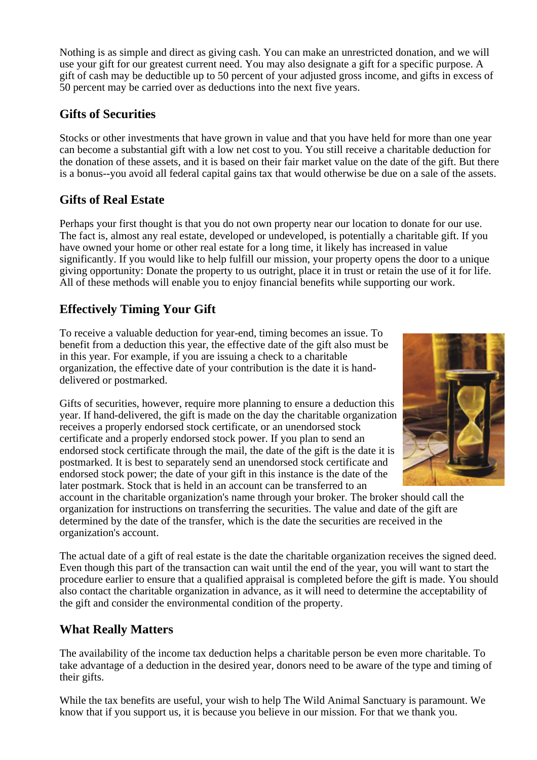Nothing is as simple and direct as giving cash. You can make an unrestricted donation, and we will use your gift for our greatest current need. You may also designate a gift for a specific purpose. A gift of cash may be deductible up to 50 percent of your adjusted gross income, and gifts in excess of 50 percent may be carried over as deductions into the next five years.

## Gifts of Securities

Stocks or other investments that have grown in value and that you have held for more than one year can become a substantial gift with a low net cost to you. You still receive a charitable deduction for the donation of these assets, and it is based on their fair market value on the date of the gift. But there is a bonus--you avoid all federal capital gains tax that would otherwise be due on a sale of the assets.

## Gifts of Real Estate

Perhaps your first thought is that you do not own property near our location to donate for our use. The fact is, almost any real estate, developed or undeveloped, is potentially a charitable gift. If you have owned your home or other real estate for a long time, it likely has increased in value significantly. If you would like to help fulfill our mission, your property opens the door to a unique giving opportunity: Donate the property to us outright, place it in trust or retain the use of it for life. All of these methods will enable you to enjoy financial benefits while supporting our work.

## Effectively Timing Your Gift

To receive a valuable deduction for year-end, timing becomes an issue. To benefit from a deduction this year, the effective date of the gift also must be in this year. For example, if you are issuing a check to a charitable organization, the effective date of your contribution is the date it is hand-delivered or postmarked.

Gifts of securities, however, require more planning to ensure a deduction this year. If hand-delivered, the gift is made on the day the charitable organization receives a properly endorsed stock certificate, or an unendorsed stock certificate and a properly endorsed stock power. If you plan to send an endorsed stock certificate through the mail, the date of the gift is the date it is postmarked. It is best to separately send an unendorsed stock certificate and endorsed stock power; the date of your gift in this instance is the date of the later postmark. Stock that is held in an account can be transferred to an account in the charitable organization's name through your broker. The broker should call the organization for instructions on transferring the securities. The value and date of the gift are determined by the date of the transfer, which is the date the securities are received in the organization's account.

The actual date of a gift of real estate is the date the charitable organization receives the signed deed. Even though this part of the transaction can wait until the end of the year, you will want to start the procedure earlier to ensure that a qualified appraisal is completed before the gift is made. You should also contact the charitable organization in advance, as it will need to determine the acceptability of the gift and consider the environmental condition of the property.

## What Really Matters

The availability of the income tax deduction helps a charitable person be even more charitable. To take advantage of a deduction in the desired year, donors need to be aware of the type and timing of their gifts.

While the tax benefits are useful, your wish to help The Wild Animal Sanctuary is paramount. We know that if you support us, it is because you believe in our mission. For that we thank you.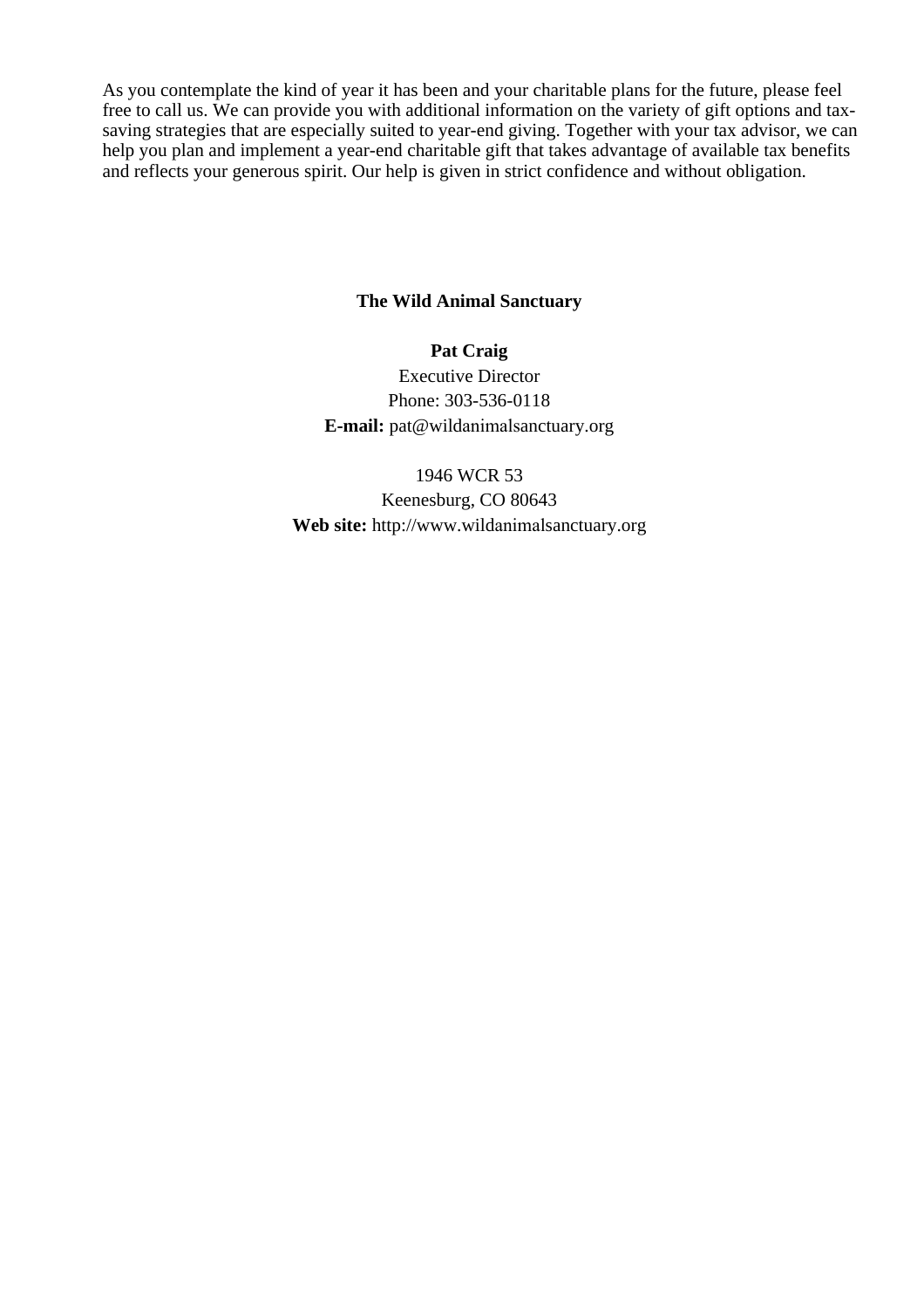As you contemplate the kind of year it has been and your charitable plans for the future, please feel free to call us. We can provide you with additional information on the variety of gift options and tax-saving strategies that are especially suited to year-end giving. Together with your tax advisor, we can help you plan and implement a year-end charitable gift that takes advantage of available tax benefits and reflects your generous spirit. Our help is given in strict confidence and without obligation.

**The Wild Animal Sanctuary**

**Pat Craig**
Executive Director
Phone: 303-536-0118
**E-mail:** pat@wildanimalsanctuary.org

1946 WCR 53
Keenesburg, CO 80643
**Web site:** http://www.wildanimalsanctuary.org